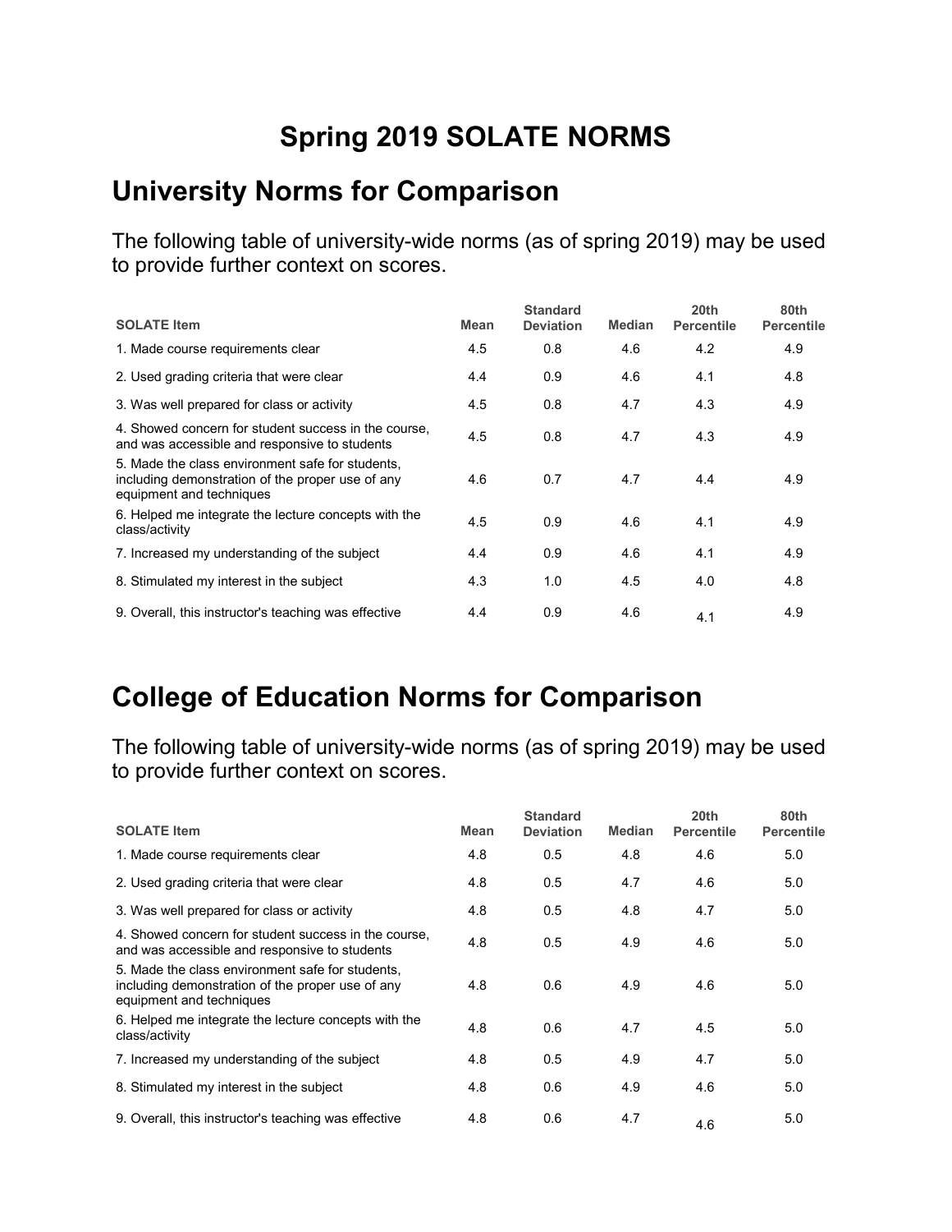# Spring 2019 SOLATE NORMS

## University Norms for Comparison

The following table of university-wide norms (as of spring 2019) may be used to provide further context on scores.

| SOLATE Item | Mean | Standard Deviation | Median | 20th Percentile | 80th Percentile |
|---|---|---|---|---|---|
| 1. Made course requirements clear | 4.5 | 0.8 | 4.6 | 4.2 | 4.9 |
| 2. Used grading criteria that were clear | 4.4 | 0.9 | 4.6 | 4.1 | 4.8 |
| 3. Was well prepared for class or activity | 4.5 | 0.8 | 4.7 | 4.3 | 4.9 |
| 4. Showed concern for student success in the course, and was accessible and responsive to students | 4.5 | 0.8 | 4.7 | 4.3 | 4.9 |
| 5. Made the class environment safe for students, including demonstration of the proper use of any equipment and techniques | 4.6 | 0.7 | 4.7 | 4.4 | 4.9 |
| 6. Helped me integrate the lecture concepts with the class/activity | 4.5 | 0.9 | 4.6 | 4.1 | 4.9 |
| 7. Increased my understanding of the subject | 4.4 | 0.9 | 4.6 | 4.1 | 4.9 |
| 8. Stimulated my interest in the subject | 4.3 | 1.0 | 4.5 | 4.0 | 4.8 |
| 9. Overall, this instructor's teaching was effective | 4.4 | 0.9 | 4.6 | 4.1 | 4.9 |

## College of Education Norms for Comparison

The following table of university-wide norms (as of spring 2019) may be used to provide further context on scores.

| SOLATE Item | Mean | Standard Deviation | Median | 20th Percentile | 80th Percentile |
|---|---|---|---|---|---|
| 1. Made course requirements clear | 4.8 | 0.5 | 4.8 | 4.6 | 5.0 |
| 2. Used grading criteria that were clear | 4.8 | 0.5 | 4.7 | 4.6 | 5.0 |
| 3. Was well prepared for class or activity | 4.8 | 0.5 | 4.8 | 4.7 | 5.0 |
| 4. Showed concern for student success in the course, and was accessible and responsive to students | 4.8 | 0.5 | 4.9 | 4.6 | 5.0 |
| 5. Made the class environment safe for students, including demonstration of the proper use of any equipment and techniques | 4.8 | 0.6 | 4.9 | 4.6 | 5.0 |
| 6. Helped me integrate the lecture concepts with the class/activity | 4.8 | 0.6 | 4.7 | 4.5 | 5.0 |
| 7. Increased my understanding of the subject | 4.8 | 0.5 | 4.9 | 4.7 | 5.0 |
| 8. Stimulated my interest in the subject | 4.8 | 0.6 | 4.9 | 4.6 | 5.0 |
| 9. Overall, this instructor's teaching was effective | 4.8 | 0.6 | 4.7 | 4.6 | 5.0 |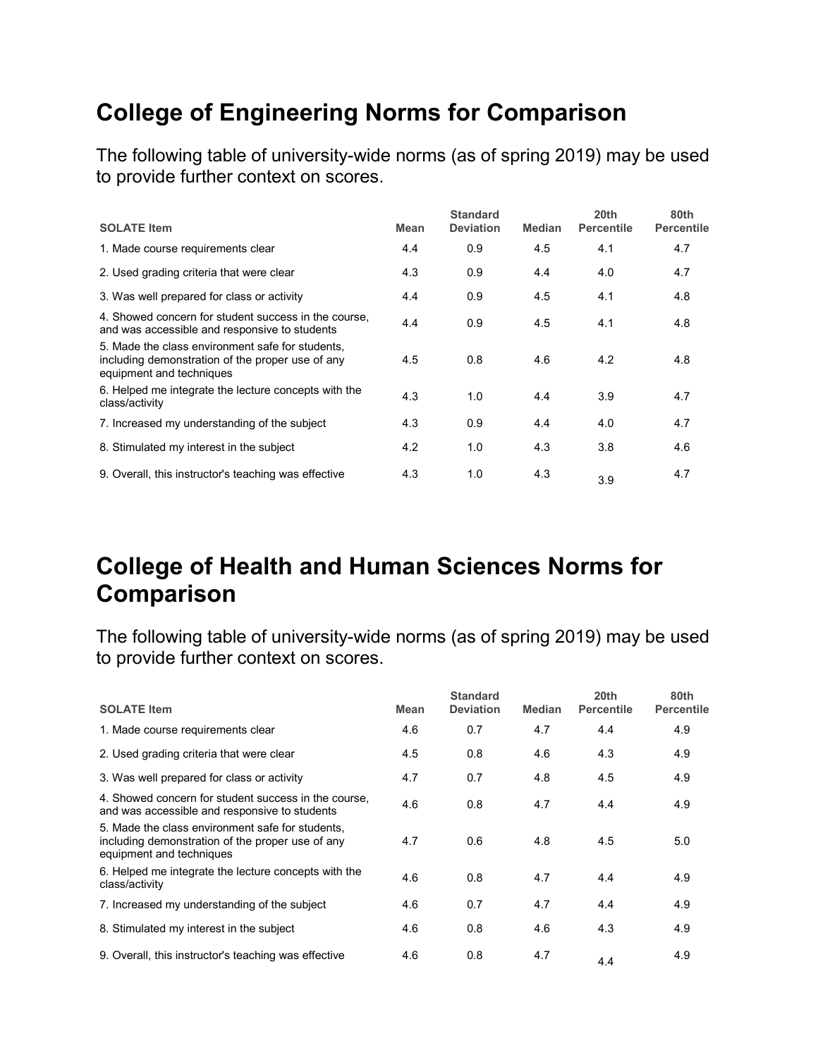# College of Engineering Norms for Comparison

The following table of university-wide norms (as of spring 2019) may be used to provide further context on scores.

| SOLATE Item | Mean | Standard Deviation | Median | 20th Percentile | 80th Percentile |
|---|---|---|---|---|---|
| 1. Made course requirements clear | 4.4 | 0.9 | 4.5 | 4.1 | 4.7 |
| 2. Used grading criteria that were clear | 4.3 | 0.9 | 4.4 | 4.0 | 4.7 |
| 3. Was well prepared for class or activity | 4.4 | 0.9 | 4.5 | 4.1 | 4.8 |
| 4. Showed concern for student success in the course, and was accessible and responsive to students | 4.4 | 0.9 | 4.5 | 4.1 | 4.8 |
| 5. Made the class environment safe for students, including demonstration of the proper use of any equipment and techniques | 4.5 | 0.8 | 4.6 | 4.2 | 4.8 |
| 6. Helped me integrate the lecture concepts with the class/activity | 4.3 | 1.0 | 4.4 | 3.9 | 4.7 |
| 7. Increased my understanding of the subject | 4.3 | 0.9 | 4.4 | 4.0 | 4.7 |
| 8. Stimulated my interest in the subject | 4.2 | 1.0 | 4.3 | 3.8 | 4.6 |
| 9. Overall, this instructor's teaching was effective | 4.3 | 1.0 | 4.3 | 3.9 | 4.7 |

# College of Health and Human Sciences Norms for Comparison

The following table of university-wide norms (as of spring 2019) may be used to provide further context on scores.

| SOLATE Item | Mean | Standard Deviation | Median | 20th Percentile | 80th Percentile |
|---|---|---|---|---|---|
| 1. Made course requirements clear | 4.6 | 0.7 | 4.7 | 4.4 | 4.9 |
| 2. Used grading criteria that were clear | 4.5 | 0.8 | 4.6 | 4.3 | 4.9 |
| 3. Was well prepared for class or activity | 4.7 | 0.7 | 4.8 | 4.5 | 4.9 |
| 4. Showed concern for student success in the course, and was accessible and responsive to students | 4.6 | 0.8 | 4.7 | 4.4 | 4.9 |
| 5. Made the class environment safe for students, including demonstration of the proper use of any equipment and techniques | 4.7 | 0.6 | 4.8 | 4.5 | 5.0 |
| 6. Helped me integrate the lecture concepts with the class/activity | 4.6 | 0.8 | 4.7 | 4.4 | 4.9 |
| 7. Increased my understanding of the subject | 4.6 | 0.7 | 4.7 | 4.4 | 4.9 |
| 8. Stimulated my interest in the subject | 4.6 | 0.8 | 4.6 | 4.3 | 4.9 |
| 9. Overall, this instructor's teaching was effective | 4.6 | 0.8 | 4.7 | 4.4 | 4.9 |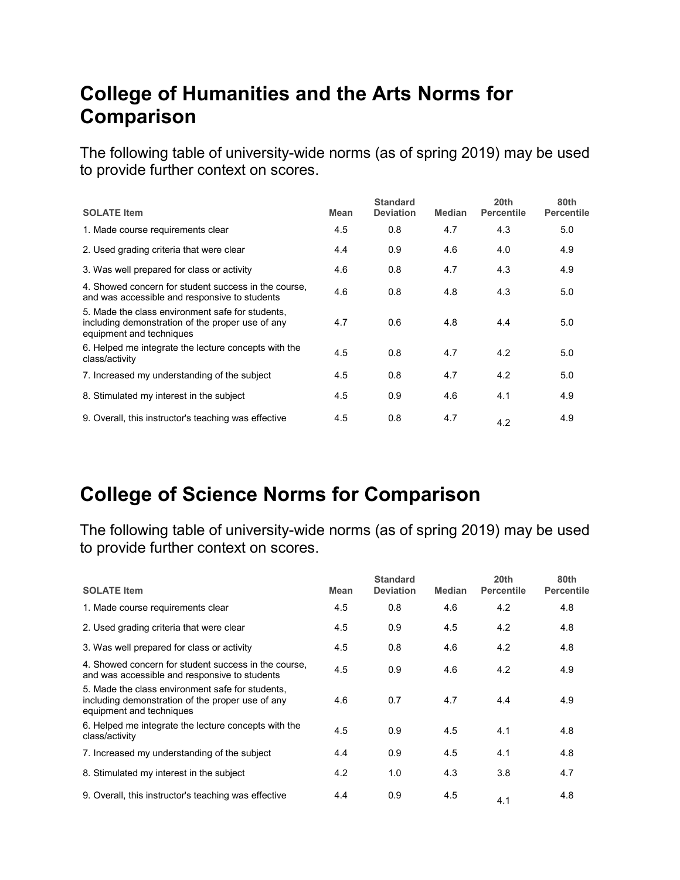# College of Humanities and the Arts Norms for Comparison

The following table of university-wide norms (as of spring 2019) may be used to provide further context on scores.

| SOLATE Item | Mean | Standard Deviation | Median | 20th Percentile | 80th Percentile |
|---|---|---|---|---|---|
| 1. Made course requirements clear | 4.5 | 0.8 | 4.7 | 4.3 | 5.0 |
| 2. Used grading criteria that were clear | 4.4 | 0.9 | 4.6 | 4.0 | 4.9 |
| 3. Was well prepared for class or activity | 4.6 | 0.8 | 4.7 | 4.3 | 4.9 |
| 4. Showed concern for student success in the course, and was accessible and responsive to students | 4.6 | 0.8 | 4.8 | 4.3 | 5.0 |
| 5. Made the class environment safe for students, including demonstration of the proper use of any equipment and techniques | 4.7 | 0.6 | 4.8 | 4.4 | 5.0 |
| 6. Helped me integrate the lecture concepts with the class/activity | 4.5 | 0.8 | 4.7 | 4.2 | 5.0 |
| 7. Increased my understanding of the subject | 4.5 | 0.8 | 4.7 | 4.2 | 5.0 |
| 8. Stimulated my interest in the subject | 4.5 | 0.9 | 4.6 | 4.1 | 4.9 |
| 9. Overall, this instructor's teaching was effective | 4.5 | 0.8 | 4.7 | 4.2 | 4.9 |

# College of Science Norms for Comparison

The following table of university-wide norms (as of spring 2019) may be used to provide further context on scores.

| SOLATE Item | Mean | Standard Deviation | Median | 20th Percentile | 80th Percentile |
|---|---|---|---|---|---|
| 1. Made course requirements clear | 4.5 | 0.8 | 4.6 | 4.2 | 4.8 |
| 2. Used grading criteria that were clear | 4.5 | 0.9 | 4.5 | 4.2 | 4.8 |
| 3. Was well prepared for class or activity | 4.5 | 0.8 | 4.6 | 4.2 | 4.8 |
| 4. Showed concern for student success in the course, and was accessible and responsive to students | 4.5 | 0.9 | 4.6 | 4.2 | 4.9 |
| 5. Made the class environment safe for students, including demonstration of the proper use of any equipment and techniques | 4.6 | 0.7 | 4.7 | 4.4 | 4.9 |
| 6. Helped me integrate the lecture concepts with the class/activity | 4.5 | 0.9 | 4.5 | 4.1 | 4.8 |
| 7. Increased my understanding of the subject | 4.4 | 0.9 | 4.5 | 4.1 | 4.8 |
| 8. Stimulated my interest in the subject | 4.2 | 1.0 | 4.3 | 3.8 | 4.7 |
| 9. Overall, this instructor's teaching was effective | 4.4 | 0.9 | 4.5 | 4.1 | 4.8 |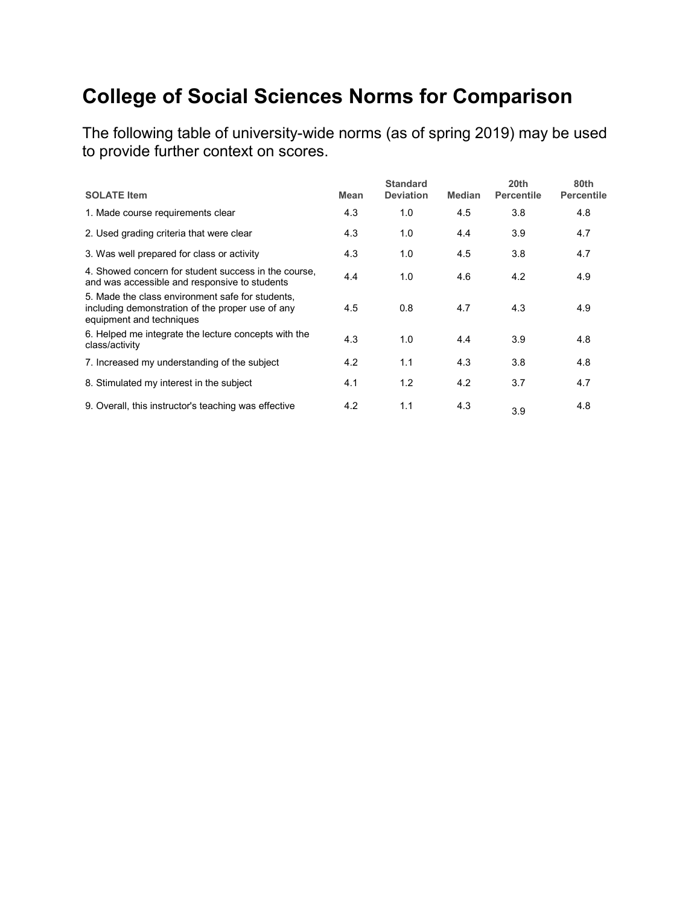# College of Social Sciences Norms for Comparison

The following table of university-wide norms (as of spring 2019) may be used to provide further context on scores.

| SOLATE Item | Mean | Standard Deviation | Median | 20th Percentile | 80th Percentile |
|---|---|---|---|---|---|
| 1. Made course requirements clear | 4.3 | 1.0 | 4.5 | 3.8 | 4.8 |
| 2. Used grading criteria that were clear | 4.3 | 1.0 | 4.4 | 3.9 | 4.7 |
| 3. Was well prepared for class or activity | 4.3 | 1.0 | 4.5 | 3.8 | 4.7 |
| 4. Showed concern for student success in the course, and was accessible and responsive to students | 4.4 | 1.0 | 4.6 | 4.2 | 4.9 |
| 5. Made the class environment safe for students, including demonstration of the proper use of any equipment and techniques | 4.5 | 0.8 | 4.7 | 4.3 | 4.9 |
| 6. Helped me integrate the lecture concepts with the class/activity | 4.3 | 1.0 | 4.4 | 3.9 | 4.8 |
| 7. Increased my understanding of the subject | 4.2 | 1.1 | 4.3 | 3.8 | 4.8 |
| 8. Stimulated my interest in the subject | 4.1 | 1.2 | 4.2 | 3.7 | 4.7 |
| 9. Overall, this instructor's teaching was effective | 4.2 | 1.1 | 4.3 | 3.9 | 4.8 |